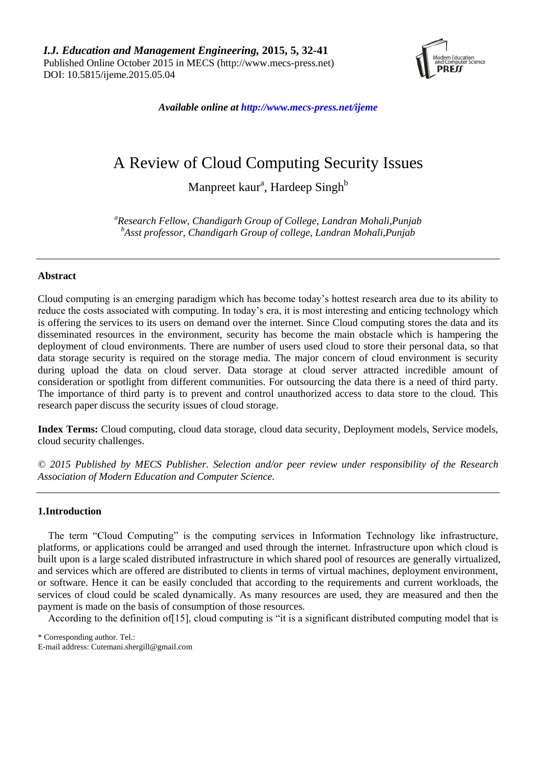*I.J. Education and Management Engineering,* **2015, 5, 32-41**
Published Online October 2015 in MECS (http://www.mecs-press.net)
DOI: 10.5815/ijeme.2015.05.04

*Available online at http://www.mecs-press.net/ijeme*

# A Review of Cloud Computing Security Issues

Manpreet kaur[a], Hardeep Singh[b]

*[a]Research Fellow, Chandigarh Group of College, Landran Mohali,Punjab*
*[b]Asst professor, Chandigarh Group of college, Landran Mohali,Punjab*

---

**Abstract**

Cloud computing is an emerging paradigm which has become today's hottest research area due to its ability to reduce the costs associated with computing. In today's era, it is most interesting and enticing technology which is offering the services to its users on demand over the internet. Since Cloud computing stores the data and its disseminated resources in the environment, security has become the main obstacle which is hampering the deployment of cloud environments. There are number of users used cloud to store their personal data, so that data storage security is required on the storage media. The major concern of cloud environment is security during upload the data on cloud server. Data storage at cloud server attracted incredible amount of consideration or spotlight from different communities. For outsourcing the data there is a need of third party. The importance of third party is to prevent and control unauthorized access to data store to the cloud. This research paper discuss the security issues of cloud storage.

**Index Terms:** Cloud computing, cloud data storage, cloud data security, Deployment models, Service models, cloud security challenges.

*© 2015 Published by MECS Publisher. Selection and/or peer review under responsibility of the Research Association of Modern Education and Computer Science.*

---

## 1.Introduction

The term "Cloud Computing" is the computing services in Information Technology like infrastructure, platforms, or applications could be arranged and used through the internet. Infrastructure upon which cloud is built upon is a large scaled distributed infrastructure in which shared pool of resources are generally virtualized, and services which are offered are distributed to clients in terms of virtual machines, deployment environment, or software. Hence it can be easily concluded that according to the requirements and current workloads, the services of cloud could be scaled dynamically. As many resources are used, they are measured and then the payment is made on the basis of consumption of those resources.

According to the definition of[15], cloud computing is "it is a significant distributed computing model that is

\* Corresponding author. Tel.:
E-mail address: Cutemani.shergill@gmail.com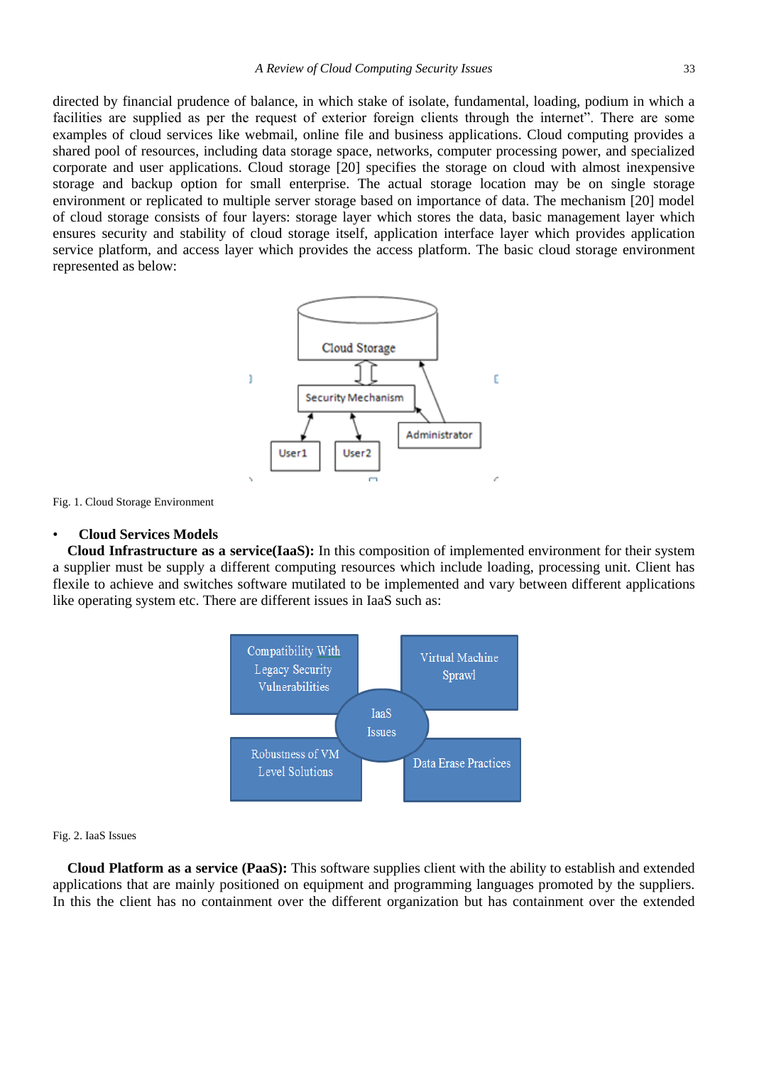directed by financial prudence of balance, in which stake of isolate, fundamental, loading, podium in which a facilities are supplied as per the request of exterior foreign clients through the internet". There are some examples of cloud services like webmail, online file and business applications. Cloud computing provides a shared pool of resources, including data storage space, networks, computer processing power, and specialized corporate and user applications. Cloud storage [20] specifies the storage on cloud with almost inexpensive storage and backup option for small enterprise. The actual storage location may be on single storage environment or replicated to multiple server storage based on importance of data. The mechanism [20] model of cloud storage consists of four layers: storage layer which stores the data, basic management layer which ensures security and stability of cloud storage itself, application interface layer which provides application service platform, and access layer which provides the access platform. The basic cloud storage environment represented as below:

Fig. 1. Cloud Storage Environment

- **Cloud Services Models**

**Cloud Infrastructure as a service(IaaS):** In this composition of implemented environment for their system a supplier must be supply a different computing resources which include loading, processing unit. Client has flexile to achieve and switches software mutilated to be implemented and vary between different applications like operating system etc. There are different issues in IaaS such as:

Fig. 2. IaaS Issues

**Cloud Platform as a service (PaaS):** This software supplies client with the ability to establish and extended applications that are mainly positioned on equipment and programming languages promoted by the suppliers. In this the client has no containment over the different organization but has containment over the extended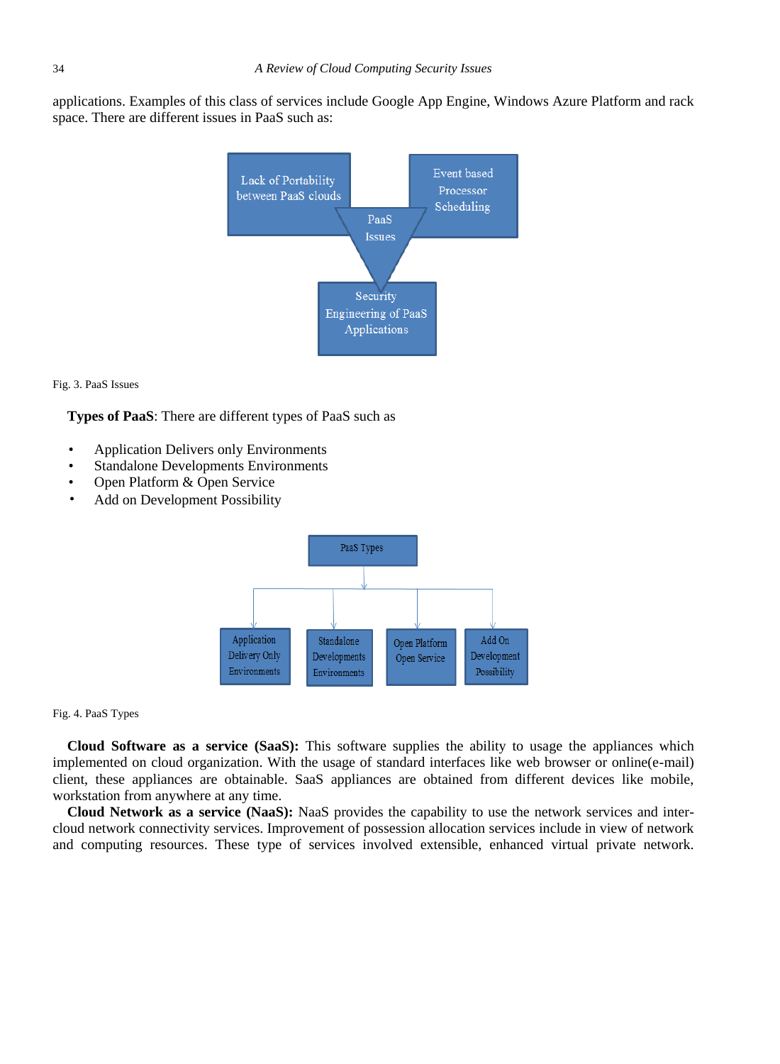applications. Examples of this class of services include Google App Engine, Windows Azure Platform and rack space. There are different issues in PaaS such as:

Lack of Portability between PaaS clouds

Event based Processor Scheduling

PaaS Issues

Security Engineering of PaaS Applications

Fig. 3. PaaS Issues

**Types of PaaS**: There are different types of PaaS such as

- Application Delivers only Environments
- Standalone Developments Environments
- Open Platform & Open Service
- Add on Development Possibility

PaaS Types

Application Delivery Only Environments

Standalone Developments Environments

Open Platform Open Service

Add On Development Possibility

Fig. 4. PaaS Types

**Cloud Software as a service (SaaS):** This software supplies the ability to usage the appliances which implemented on cloud organization. With the usage of standard interfaces like web browser or online(e-mail) client, these appliances are obtainable. SaaS appliances are obtained from different devices like mobile, workstation from anywhere at any time.

**Cloud Network as a service (NaaS):** NaaS provides the capability to use the network services and inter-cloud network connectivity services. Improvement of possession allocation services include in view of network and computing resources. These type of services involved extensible, enhanced virtual private network.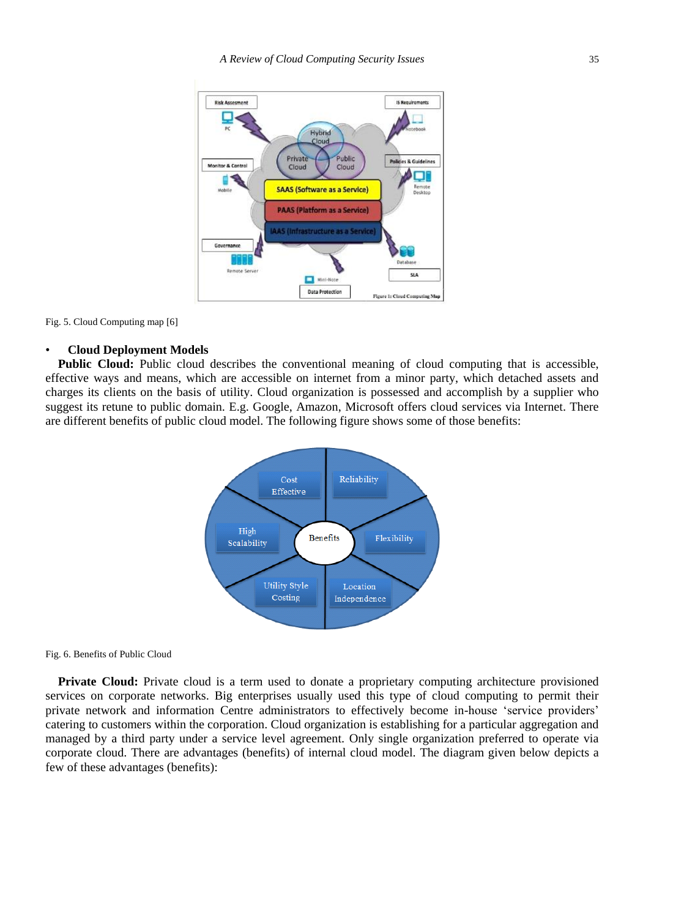Fig. 5. Cloud Computing map [6]

- **Cloud Deployment Models**

**Public Cloud:** Public cloud describes the conventional meaning of cloud computing that is accessible, effective ways and means, which are accessible on internet from a minor party, which detached assets and charges its clients on the basis of utility. Cloud organization is possessed and accomplish by a supplier who suggest its retune to public domain. E.g. Google, Amazon, Microsoft offers cloud services via Internet. There are different benefits of public cloud model. The following figure shows some of those benefits:

Fig. 6. Benefits of Public Cloud

**Private Cloud:** Private cloud is a term used to donate a proprietary computing architecture provisioned services on corporate networks. Big enterprises usually used this type of cloud computing to permit their private network and information Centre administrators to effectively become in-house 'service providers' catering to customers within the corporation. Cloud organization is establishing for a particular aggregation and managed by a third party under a service level agreement. Only single organization preferred to operate via corporate cloud. There are advantages (benefits) of internal cloud model. The diagram given below depicts a few of these advantages (benefits):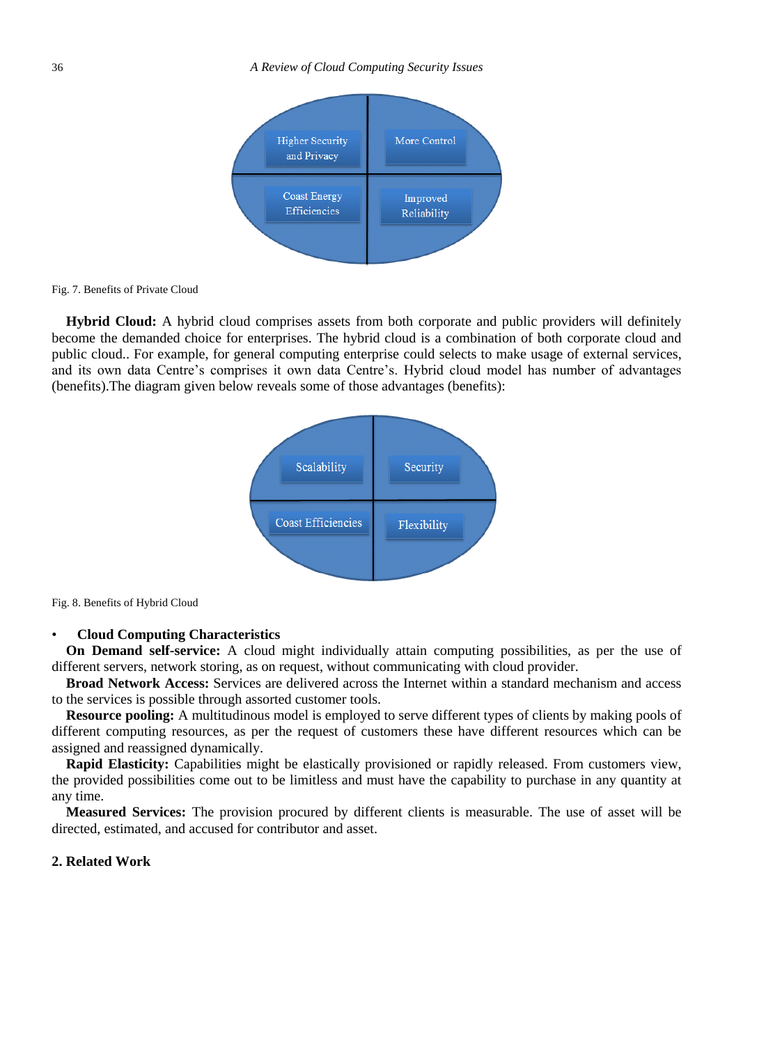Higher Security and Privacy

More Control

Coast Energy Efficiencies

Improved Reliability

Fig. 7. Benefits of Private Cloud

**Hybrid Cloud:** A hybrid cloud comprises assets from both corporate and public providers will definitely become the demanded choice for enterprises. The hybrid cloud is a combination of both corporate cloud and public cloud.. For example, for general computing enterprise could selects to make usage of external services, and its own data Centre's comprises it own data Centre's. Hybrid cloud model has number of advantages (benefits).The diagram given below reveals some of those advantages (benefits):

Scalability

Security

Coast Efficiencies

Flexibility

Fig. 8. Benefits of Hybrid Cloud

- **Cloud Computing Characteristics**

**On Demand self-service:** A cloud might individually attain computing possibilities, as per the use of different servers, network storing, as on request, without communicating with cloud provider.

**Broad Network Access:** Services are delivered across the Internet within a standard mechanism and access to the services is possible through assorted customer tools.

**Resource pooling:** A multitudinous model is employed to serve different types of clients by making pools of different computing resources, as per the request of customers these have different resources which can be assigned and reassigned dynamically.

**Rapid Elasticity:** Capabilities might be elastically provisioned or rapidly released. From customers view, the provided possibilities come out to be limitless and must have the capability to purchase in any quantity at any time.

**Measured Services:** The provision procured by different clients is measurable. The use of asset will be directed, estimated, and accused for contributor and asset.

## 2. Related Work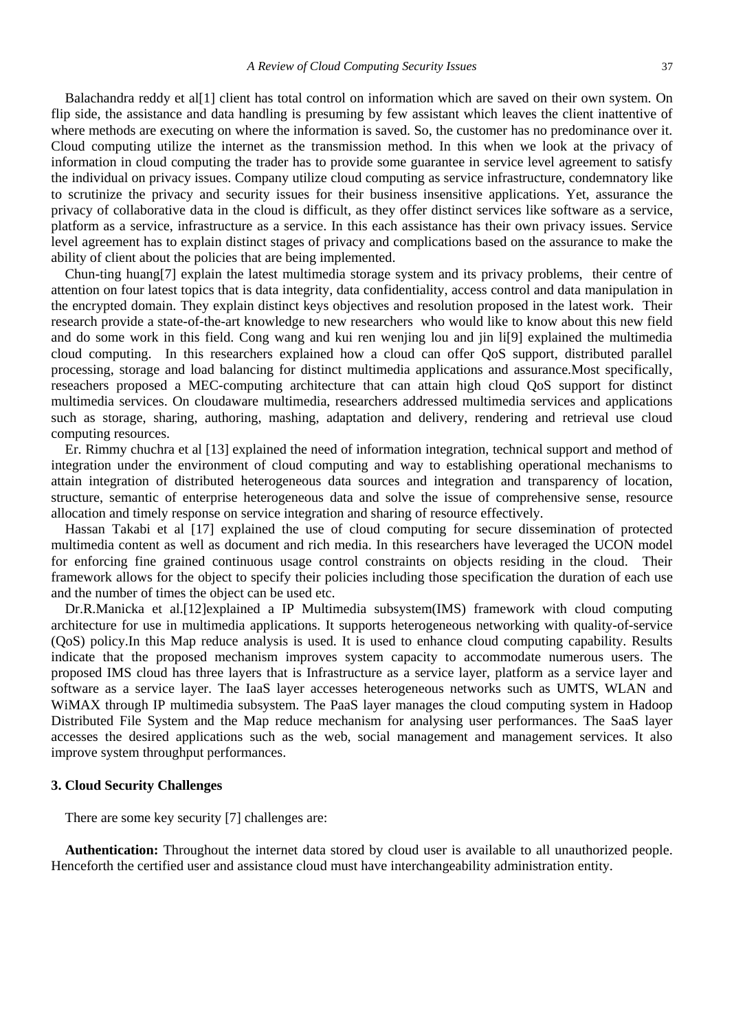Balachandra reddy et al[1] client has total control on information which are saved on their own system. On flip side, the assistance and data handling is presuming by few assistant which leaves the client inattentive of where methods are executing on where the information is saved. So, the customer has no predominance over it. Cloud computing utilize the internet as the transmission method. In this when we look at the privacy of information in cloud computing the trader has to provide some guarantee in service level agreement to satisfy the individual on privacy issues. Company utilize cloud computing as service infrastructure, condemnatory like to scrutinize the privacy and security issues for their business insensitive applications. Yet, assurance the privacy of collaborative data in the cloud is difficult, as they offer distinct services like software as a service, platform as a service, infrastructure as a service. In this each assistance has their own privacy issues. Service level agreement has to explain distinct stages of privacy and complications based on the assurance to make the ability of client about the policies that are being implemented.

Chun-ting huang[7] explain the latest multimedia storage system and its privacy problems, their centre of attention on four latest topics that is data integrity, data confidentiality, access control and data manipulation in the encrypted domain. They explain distinct keys objectives and resolution proposed in the latest work. Their research provide a state-of-the-art knowledge to new researchers who would like to know about this new field and do some work in this field. Cong wang and kui ren wenjing lou and jin li[9] explained the multimedia cloud computing. In this researchers explained how a cloud can offer QoS support, distributed parallel processing, storage and load balancing for distinct multimedia applications and assurance.Most specifically, reseachers proposed a MEC-computing architecture that can attain high cloud QoS support for distinct multimedia services. On cloudaware multimedia, researchers addressed multimedia services and applications such as storage, sharing, authoring, mashing, adaptation and delivery, rendering and retrieval use cloud computing resources.

Er. Rimmy chuchra et al [13] explained the need of information integration, technical support and method of integration under the environment of cloud computing and way to establishing operational mechanisms to attain integration of distributed heterogeneous data sources and integration and transparency of location, structure, semantic of enterprise heterogeneous data and solve the issue of comprehensive sense, resource allocation and timely response on service integration and sharing of resource effectively.

Hassan Takabi et al [17] explained the use of cloud computing for secure dissemination of protected multimedia content as well as document and rich media. In this researchers have leveraged the UCON model for enforcing fine grained continuous usage control constraints on objects residing in the cloud. Their framework allows for the object to specify their policies including those specification the duration of each use and the number of times the object can be used etc.

Dr.R.Manicka et al.[12]explained a IP Multimedia subsystem(IMS) framework with cloud computing architecture for use in multimedia applications. It supports heterogeneous networking with quality-of-service (QoS) policy.In this Map reduce analysis is used. It is used to enhance cloud computing capability. Results indicate that the proposed mechanism improves system capacity to accommodate numerous users. The proposed IMS cloud has three layers that is Infrastructure as a service layer, platform as a service layer and software as a service layer. The IaaS layer accesses heterogeneous networks such as UMTS, WLAN and WiMAX through IP multimedia subsystem. The PaaS layer manages the cloud computing system in Hadoop Distributed File System and the Map reduce mechanism for analysing user performances. The SaaS layer accesses the desired applications such as the web, social management and management services. It also improve system throughput performances.

## 3. Cloud Security Challenges

There are some key security [7] challenges are:

**Authentication:** Throughout the internet data stored by cloud user is available to all unauthorized people. Henceforth the certified user and assistance cloud must have interchangeability administration entity.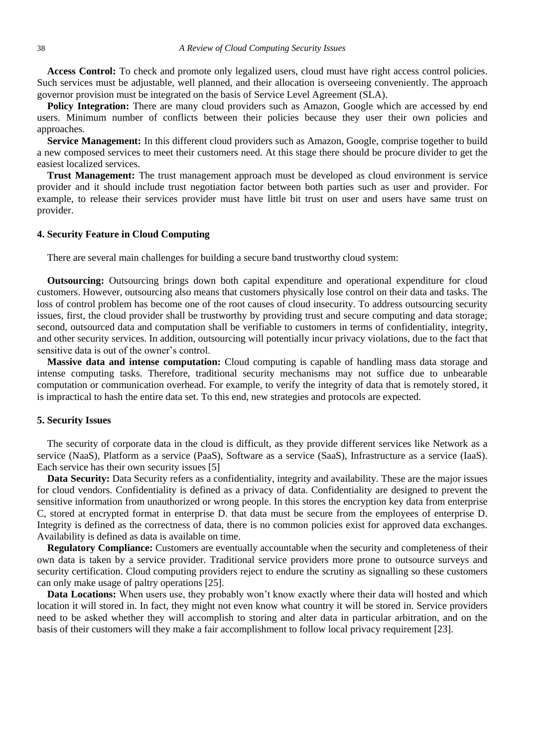**Access Control:** To check and promote only legalized users, cloud must have right access control policies. Such services must be adjustable, well planned, and their allocation is overseeing conveniently. The approach governor provision must be integrated on the basis of Service Level Agreement (SLA).

**Policy Integration:** There are many cloud providers such as Amazon, Google which are accessed by end users. Minimum number of conflicts between their policies because they user their own policies and approaches.

**Service Management:** In this different cloud providers such as Amazon, Google, comprise together to build a new composed services to meet their customers need. At this stage there should be procure divider to get the easiest localized services.

**Trust Management:** The trust management approach must be developed as cloud environment is service provider and it should include trust negotiation factor between both parties such as user and provider. For example, to release their services provider must have little bit trust on user and users have same trust on provider.

## 4. Security Feature in Cloud Computing

There are several main challenges for building a secure band trustworthy cloud system:

**Outsourcing:** Outsourcing brings down both capital expenditure and operational expenditure for cloud customers. However, outsourcing also means that customers physically lose control on their data and tasks. The loss of control problem has become one of the root causes of cloud insecurity. To address outsourcing security issues, first, the cloud provider shall be trustworthy by providing trust and secure computing and data storage; second, outsourced data and computation shall be verifiable to customers in terms of confidentiality, integrity, and other security services. In addition, outsourcing will potentially incur privacy violations, due to the fact that sensitive data is out of the owner's control.

**Massive data and intense computation:** Cloud computing is capable of handling mass data storage and intense computing tasks. Therefore, traditional security mechanisms may not suffice due to unbearable computation or communication overhead. For example, to verify the integrity of data that is remotely stored, it is impractical to hash the entire data set. To this end, new strategies and protocols are expected.

## 5. Security Issues

The security of corporate data in the cloud is difficult, as they provide different services like Network as a service (NaaS), Platform as a service (PaaS), Software as a service (SaaS), Infrastructure as a service (IaaS). Each service has their own security issues [5]

**Data Security:** Data Security refers as a confidentiality, integrity and availability. These are the major issues for cloud vendors. Confidentiality is defined as a privacy of data. Confidentiality are designed to prevent the sensitive information from unauthorized or wrong people. In this stores the encryption key data from enterprise C, stored at encrypted format in enterprise D. that data must be secure from the employees of enterprise D. Integrity is defined as the correctness of data, there is no common policies exist for approved data exchanges. Availability is defined as data is available on time.

**Regulatory Compliance:** Customers are eventually accountable when the security and completeness of their own data is taken by a service provider. Traditional service providers more prone to outsource surveys and security certification. Cloud computing providers reject to endure the scrutiny as signalling so these customers can only make usage of paltry operations [25].

**Data Locations:** When users use, they probably won't know exactly where their data will hosted and which location it will stored in. In fact, they might not even know what country it will be stored in. Service providers need to be asked whether they will accomplish to storing and alter data in particular arbitration, and on the basis of their customers will they make a fair accomplishment to follow local privacy requirement [23].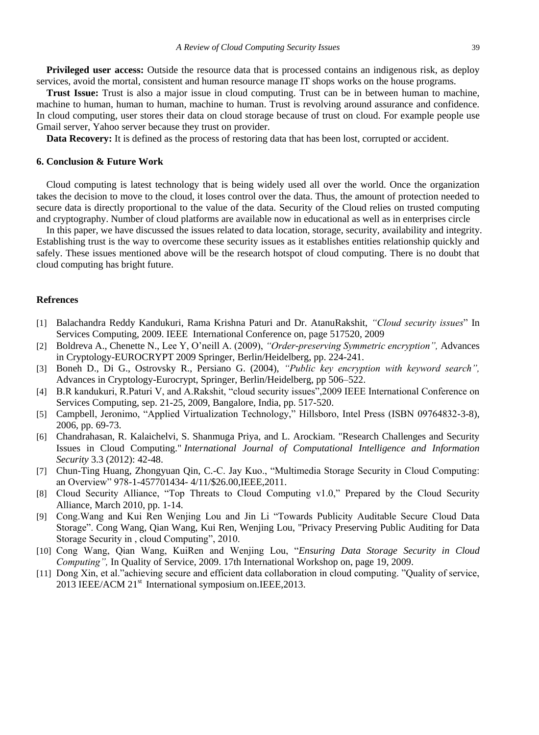**Privileged user access:** Outside the resource data that is processed contains an indigenous risk, as deploy services, avoid the mortal, consistent and human resource manage IT shops works on the house programs.

**Trust Issue:** Trust is also a major issue in cloud computing. Trust can be in between human to machine, machine to human, human to human, machine to human. Trust is revolving around assurance and confidence. In cloud computing, user stores their data on cloud storage because of trust on cloud. For example people use Gmail server, Yahoo server because they trust on provider.

**Data Recovery:** It is defined as the process of restoring data that has been lost, corrupted or accident.

## 6. Conclusion & Future Work

Cloud computing is latest technology that is being widely used all over the world. Once the organization takes the decision to move to the cloud, it loses control over the data. Thus, the amount of protection needed to secure data is directly proportional to the value of the data. Security of the Cloud relies on trusted computing and cryptography. Number of cloud platforms are available now in educational as well as in enterprises circle

In this paper, we have discussed the issues related to data location, storage, security, availability and integrity. Establishing trust is the way to overcome these security issues as it establishes entities relationship quickly and safely. These issues mentioned above will be the research hotspot of cloud computing. There is no doubt that cloud computing has bright future.

## Refrences

[1] Balachandra Reddy Kandukuri, Rama Krishna Paturi and Dr. AtanuRakshit, *"Cloud security issues*" In Services Computing, 2009. IEEE International Conference on, page 517520, 2009

[2] Boldreva A., Chenette N., Lee Y, O'neill A. (2009), *"Order-preserving Symmetric encryption",* Advances in Cryptology-EUROCRYPT 2009 Springer, Berlin/Heidelberg, pp. 224-241.

[3] Boneh D., Di G., Ostrovsky R., Persiano G. (2004), *"Public key encryption with keyword search",* Advances in Cryptology-Eurocrypt, Springer, Berlin/Heidelberg, pp 506–522.

[4] B.R kandukuri, R.Paturi V, and A.Rakshit, "cloud security issues",2009 IEEE International Conference on Services Computing, sep. 21-25, 2009, Bangalore, India, pp. 517-520.

[5] Campbell, Jeronimo, "Applied Virtualization Technology," Hillsboro, Intel Press (ISBN 09764832-3-8), 2006, pp. 69-73.

[6] Chandrahasan, R. Kalaichelvi, S. Shanmuga Priya, and L. Arockiam. "Research Challenges and Security Issues in Cloud Computing." *International Journal of Computational Intelligence and Information Security* 3.3 (2012): 42-48.

[7] Chun-Ting Huang, Zhongyuan Qin, C.-C. Jay Kuo., "Multimedia Storage Security in Cloud Computing: an Overview" 978-1-457701434- 4/11/$26.00,IEEE,2011.

[8] Cloud Security Alliance, "Top Threats to Cloud Computing v1.0," Prepared by the Cloud Security Alliance, March 2010, pp. 1-14.

[9] Cong.Wang and Kui Ren Wenjing Lou and Jin Li "Towards Publicity Auditable Secure Cloud Data Storage". Cong Wang, Qian Wang, Kui Ren, Wenjing Lou, "Privacy Preserving Public Auditing for Data Storage Security in , cloud Computing", 2010.

[10] Cong Wang, Qian Wang, KuiRen and Wenjing Lou, "*Ensuring Data Storage Security in Cloud Computing",* In Quality of Service, 2009. 17th International Workshop on, page 19, 2009.

[11] Dong Xin, et al."achieving secure and efficient data collaboration in cloud computing. "Quality of service, 2013 IEEE/ACM 21st International symposium on.IEEE,2013.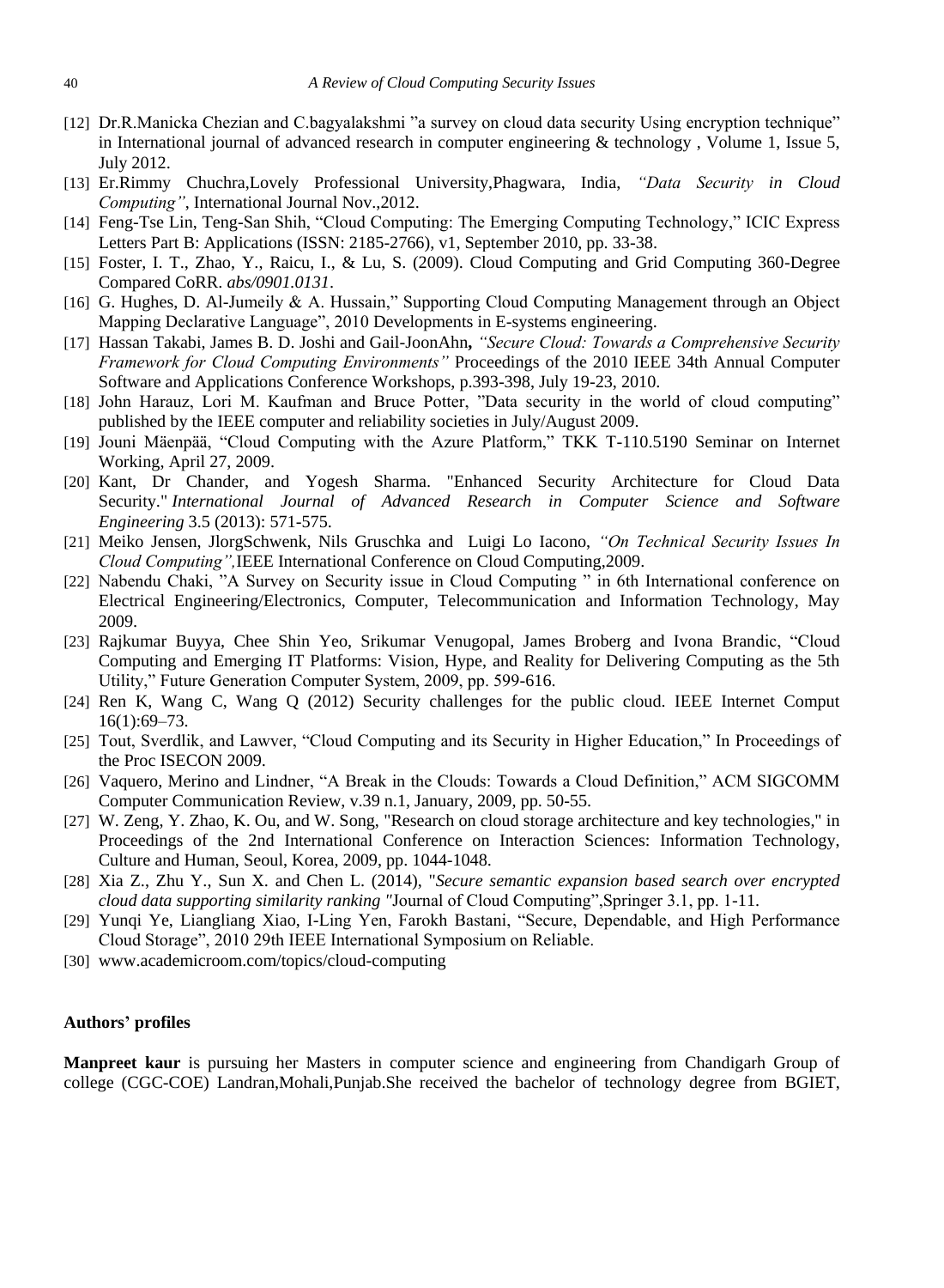[12] Dr.R.Manicka Chezian and C.bagyalakshmi ”a survey on cloud data security Using encryption technique” in International journal of advanced research in computer engineering & technology , Volume 1, Issue 5, July 2012.

[13] Er.Rimmy Chuchra,Lovely Professional University,Phagwara, India, *“Data Security in Cloud Computing”*, International Journal Nov.,2012.

[14] Feng-Tse Lin, Teng-San Shih, “Cloud Computing: The Emerging Computing Technology,” ICIC Express Letters Part B: Applications (ISSN: 2185-2766), v1, September 2010, pp. 33-38.

[15] Foster, I. T., Zhao, Y., Raicu, I., & Lu, S. (2009). Cloud Computing and Grid Computing 360-Degree Compared CoRR. *abs/0901.0131*.

[16] G. Hughes, D. Al-Jumeily & A. Hussain,” Supporting Cloud Computing Management through an Object Mapping Declarative Language”, 2010 Developments in E-systems engineering.

[17] Hassan Takabi, James B. D. Joshi and Gail-JoonAhn**,** *“Secure Cloud: Towards a Comprehensive Security Framework for Cloud Computing Environments”* Proceedings of the 2010 IEEE 34th Annual Computer Software and Applications Conference Workshops, p.393-398, July 19-23, 2010.

[18] John Harauz, Lori M. Kaufman and Bruce Potter, ”Data security in the world of cloud computing” published by the IEEE computer and reliability societies in July/August 2009.

[19] Jouni Mäenpää, “Cloud Computing with the Azure Platform,” TKK T-110.5190 Seminar on Internet Working, April 27, 2009.

[20] Kant, Dr Chander, and Yogesh Sharma. "Enhanced Security Architecture for Cloud Data Security." *International Journal of Advanced Research in Computer Science and Software Engineering* 3.5 (2013): 571-575.

[21] Meiko Jensen, JlorgSchwenk, Nils Gruschka and Luigi Lo Iacono, *“On Technical Security Issues In Cloud Computing”,*IEEE International Conference on Cloud Computing,2009.

[22] Nabendu Chaki, ”A Survey on Security issue in Cloud Computing ” in 6th International conference on Electrical Engineering/Electronics, Computer, Telecommunication and Information Technology, May 2009.

[23] Rajkumar Buyya, Chee Shin Yeo, Srikumar Venugopal, James Broberg and Ivona Brandic, “Cloud Computing and Emerging IT Platforms: Vision, Hype, and Reality for Delivering Computing as the 5th Utility,” Future Generation Computer System, 2009, pp. 599-616.

[24] Ren K, Wang C, Wang Q (2012) Security challenges for the public cloud. IEEE Internet Comput 16(1):69–73.

[25] Tout, Sverdlik, and Lawver, “Cloud Computing and its Security in Higher Education,” In Proceedings of the Proc ISECON 2009.

[26] Vaquero, Merino and Lindner, “A Break in the Clouds: Towards a Cloud Definition,” ACM SIGCOMM Computer Communication Review, v.39 n.1, January, 2009, pp. 50-55.

[27] W. Zeng, Y. Zhao, K. Ou, and W. Song, "Research on cloud storage architecture and key technologies," in Proceedings of the 2nd International Conference on Interaction Sciences: Information Technology, Culture and Human, Seoul, Korea, 2009, pp. 1044-1048.

[28] Xia Z., Zhu Y., Sun X. and Chen L. (2014), "*Secure semantic expansion based search over encrypted cloud data supporting similarity ranking "*Journal of Cloud Computing”,Springer 3.1, pp. 1-11.

[29] Yunqi Ye, Liangliang Xiao, I-Ling Yen, Farokh Bastani, “Secure, Dependable, and High Performance Cloud Storage”, 2010 29th IEEE International Symposium on Reliable.

[30] www.academicroom.com/topics/cloud-computing

**Authors' profiles**

**Manpreet kaur** is pursuing her Masters in computer science and engineering from Chandigarh Group of college (CGC-COE) Landran,Mohali,Punjab.She received the bachelor of technology degree from BGIET,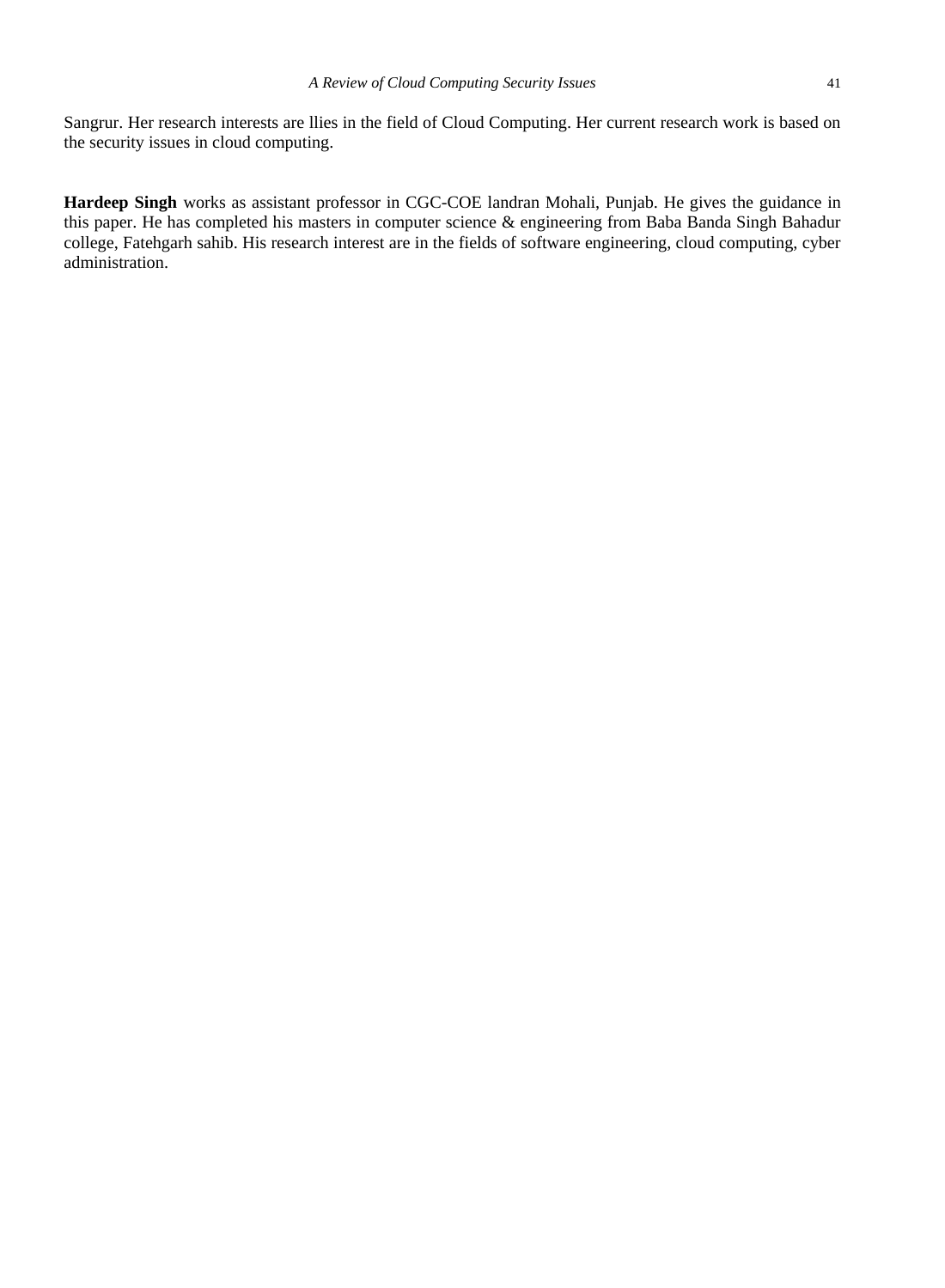Sangrur. Her research interests are llies in the field of Cloud Computing. Her current research work is based on the security issues in cloud computing.

**Hardeep Singh** works as assistant professor in CGC-COE landran Mohali, Punjab. He gives the guidance in this paper. He has completed his masters in computer science & engineering from Baba Banda Singh Bahadur college, Fatehgarh sahib. His research interest are in the fields of software engineering, cloud computing, cyber administration.